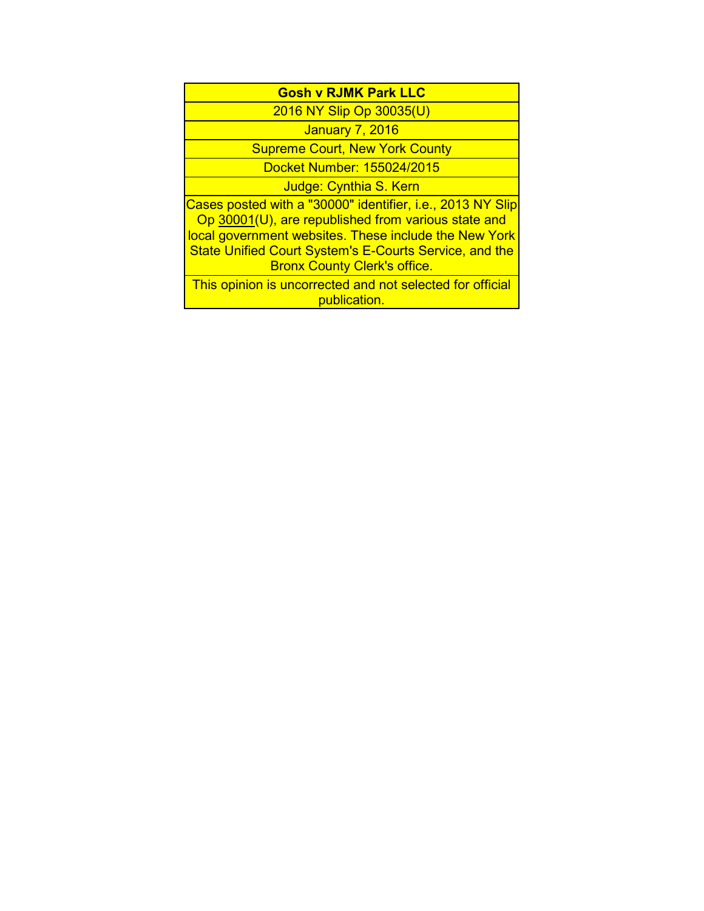**Gosh v RJMK Park LLC**

2016 NY Slip Op 30035(U)

January 7, 2016

Supreme Court, New York County

Docket Number: 155024/2015

Judge: Cynthia S. Kern

Cases posted with a "30000" identifier, i.e., 2013 NY Slip Op 30001(U), are republished from various state and local government websites. These include the New York State Unified Court System's E-Courts Service, and the Bronx County Clerk's office.

This opinion is uncorrected and not selected for official publication.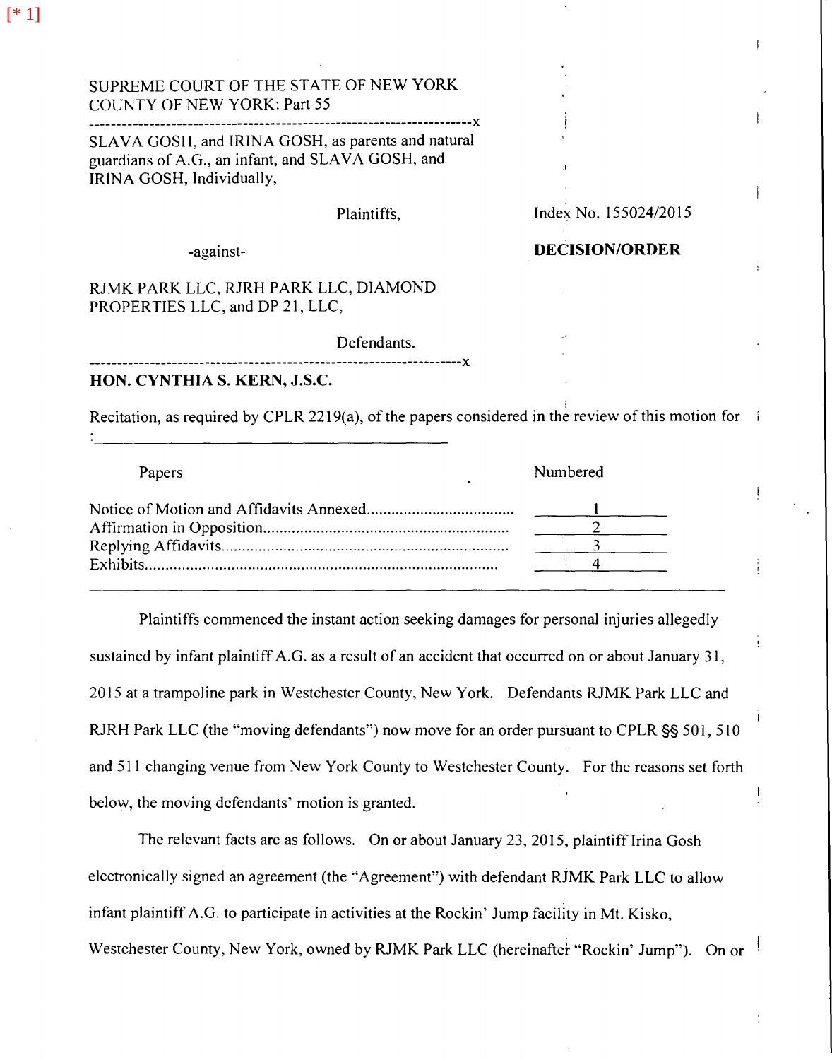SUPREME COURT OF THE STATE OF NEW YORK
COUNTY OF NEW YORK: Part 55

---

SLAVA GOSH, and IRINA GOSH, as parents and natural guardians of A.G., an infant, and SLAVA GOSH, and IRINA GOSH, Individually,

Plaintiffs,

Index No. 155024/2015

-against-

**DECISION/ORDER**

RJMK PARK LLC, RJRH PARK LLC, DIAMOND PROPERTIES LLC, and DP 21, LLC,

Defendants.

---

**HON. CYNTHIA S. KERN, J.S.C.**

Recitation, as required by CPLR 2219(a), of the papers considered in the review of this motion for :

| Papers | Numbered |
|---|---|
| Notice of Motion and Affidavits Annexed | 1 |
| Affirmation in Opposition | 2 |
| Replying Affidavits | 3 |
| Exhibits | 4 |

---

Plaintiffs commenced the instant action seeking damages for personal injuries allegedly sustained by infant plaintiff A.G. as a result of an accident that occurred on or about January 31, 2015 at a trampoline park in Westchester County, New York. Defendants RJMK Park LLC and RJRH Park LLC (the "moving defendants") now move for an order pursuant to CPLR §§ 501, 510 and 511 changing venue from New York County to Westchester County. For the reasons set forth below, the moving defendants' motion is granted.

The relevant facts are as follows. On or about January 23, 2015, plaintiff Irina Gosh electronically signed an agreement (the "Agreement") with defendant RJMK Park LLC to allow infant plaintiff A.G. to participate in activities at the Rockin' Jump facility in Mt. Kisko, Westchester County, New York, owned by RJMK Park LLC (hereinafter "Rockin' Jump"). On or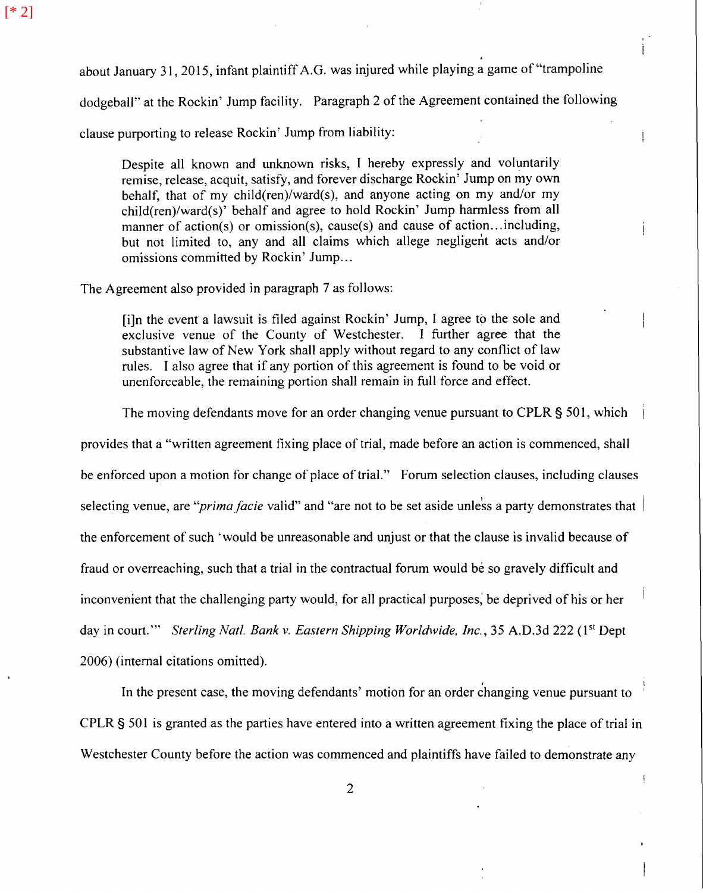about January 31, 2015, infant plaintiff A.G. was injured while playing a game of "trampoline dodgeball" at the Rockin' Jump facility. Paragraph 2 of the Agreement contained the following clause purporting to release Rockin' Jump from liability:

> Despite all known and unknown risks, I hereby expressly and voluntarily remise, release, acquit, satisfy, and forever discharge Rockin' Jump on my own behalf, that of my child(ren)/ward(s), and anyone acting on my and/or my child(ren)/ward(s)' behalf and agree to hold Rockin' Jump harmless from all manner of action(s) or omission(s), cause(s) and cause of action...including, but not limited to, any and all claims which allege negligent acts and/or omissions committed by Rockin' Jump...

The Agreement also provided in paragraph 7 as follows:

> [i]n the event a lawsuit is filed against Rockin' Jump, I agree to the sole and exclusive venue of the County of Westchester. I further agree that the substantive law of New York shall apply without regard to any conflict of law rules. I also agree that if any portion of this agreement is found to be void or unenforceable, the remaining portion shall remain in full force and effect.

The moving defendants move for an order changing venue pursuant to CPLR § 501, which provides that a "written agreement fixing place of trial, made before an action is commenced, shall be enforced upon a motion for change of place of trial." Forum selection clauses, including clauses selecting venue, are "*prima facie* valid" and "are not to be set aside unless a party demonstrates that the enforcement of such 'would be unreasonable and unjust or that the clause is invalid because of fraud or overreaching, such that a trial in the contractual forum would be so gravely difficult and inconvenient that the challenging party would, for all practical purposes, be deprived of his or her day in court.'" *Sterling Natl. Bank v. Eastern Shipping Worldwide, Inc.*, 35 A.D.3d 222 (1st Dept 2006) (internal citations omitted).

In the present case, the moving defendants' motion for an order changing venue pursuant to CPLR § 501 is granted as the parties have entered into a written agreement fixing the place of trial in Westchester County before the action was commenced and plaintiffs have failed to demonstrate any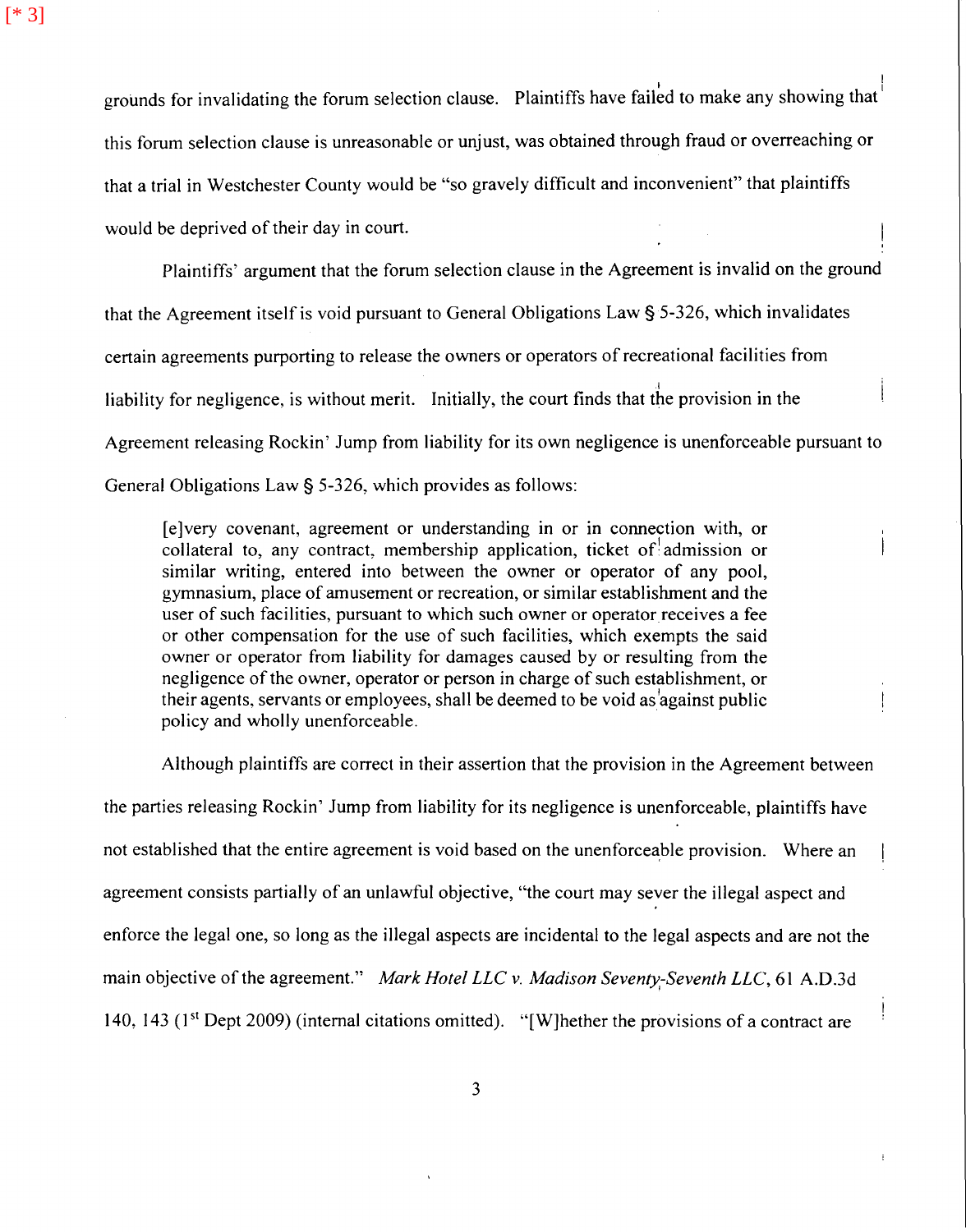grounds for invalidating the forum selection clause. Plaintiffs have failed to make any showing that this forum selection clause is unreasonable or unjust, was obtained through fraud or overreaching or that a trial in Westchester County would be "so gravely difficult and inconvenient" that plaintiffs would be deprived of their day in court.

Plaintiffs' argument that the forum selection clause in the Agreement is invalid on the ground that the Agreement itself is void pursuant to General Obligations Law § 5-326, which invalidates certain agreements purporting to release the owners or operators of recreational facilities from liability for negligence, is without merit. Initially, the court finds that the provision in the Agreement releasing Rockin' Jump from liability for its own negligence is unenforceable pursuant to General Obligations Law § 5-326, which provides as follows:

> [e]very covenant, agreement or understanding in or in connection with, or collateral to, any contract, membership application, ticket of admission or similar writing, entered into between the owner or operator of any pool, gymnasium, place of amusement or recreation, or similar establishment and the user of such facilities, pursuant to which such owner or operator receives a fee or other compensation for the use of such facilities, which exempts the said owner or operator from liability for damages caused by or resulting from the negligence of the owner, operator or person in charge of such establishment, or their agents, servants or employees, shall be deemed to be void as against public policy and wholly unenforceable.

Although plaintiffs are correct in their assertion that the provision in the Agreement between the parties releasing Rockin' Jump from liability for its negligence is unenforceable, plaintiffs have not established that the entire agreement is void based on the unenforceable provision. Where an agreement consists partially of an unlawful objective, "the court may sever the illegal aspect and enforce the legal one, so long as the illegal aspects are incidental to the legal aspects and are not the main objective of the agreement." *Mark Hotel LLC v. Madison Seventy-Seventh LLC*, 61 A.D.3d 140, 143 (1st Dept 2009) (internal citations omitted). "[W]hether the provisions of a contract are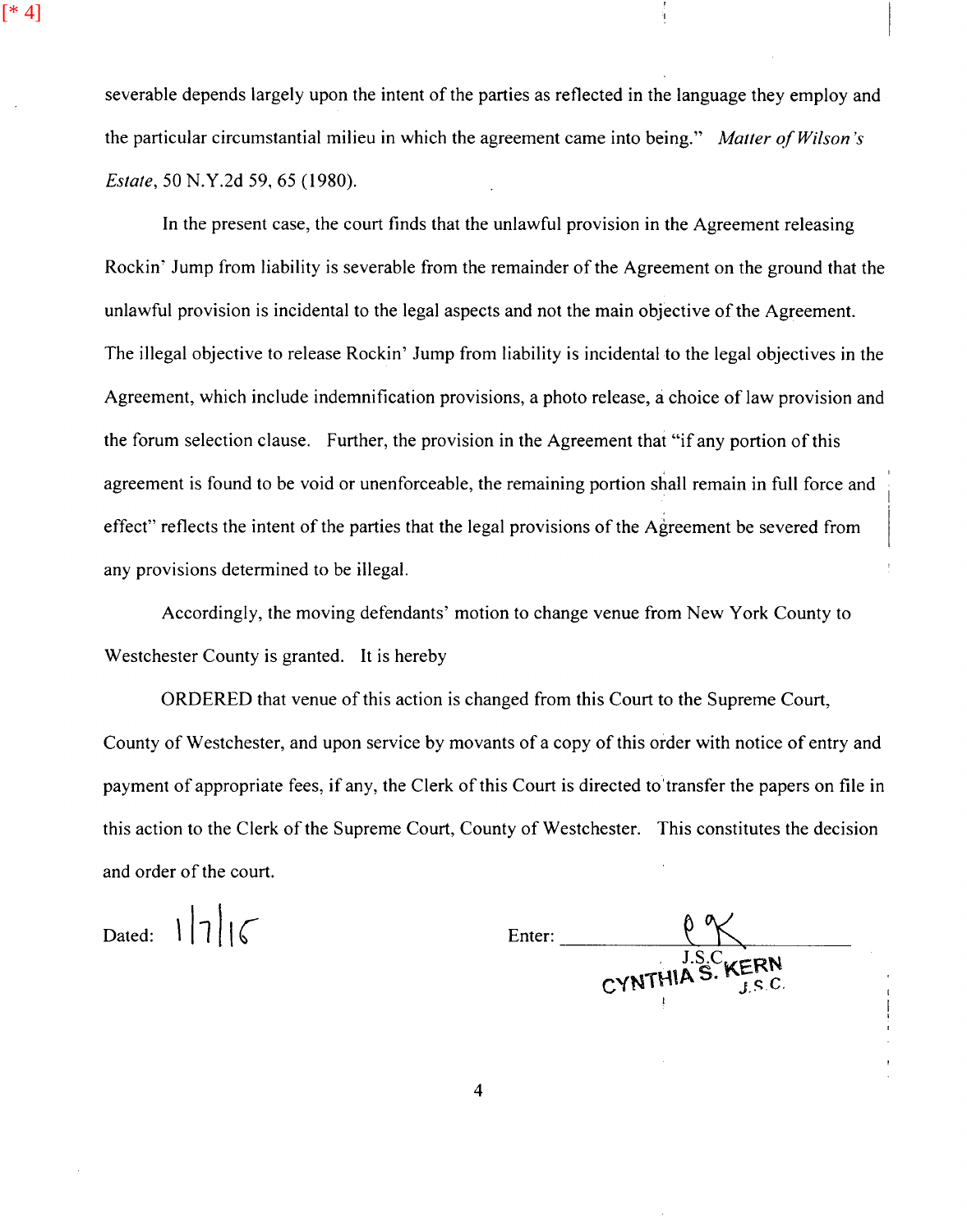severable depends largely upon the intent of the parties as reflected in the language they employ and the particular circumstantial milieu in which the agreement came into being." *Matter of Wilson's Estate*, 50 N.Y.2d 59, 65 (1980).

In the present case, the court finds that the unlawful provision in the Agreement releasing Rockin' Jump from liability is severable from the remainder of the Agreement on the ground that the unlawful provision is incidental to the legal aspects and not the main objective of the Agreement. The illegal objective to release Rockin' Jump from liability is incidental to the legal objectives in the Agreement, which include indemnification provisions, a photo release, a choice of law provision and the forum selection clause. Further, the provision in the Agreement that "if any portion of this agreement is found to be void or unenforceable, the remaining portion shall remain in full force and effect" reflects the intent of the parties that the legal provisions of the Agreement be severed from any provisions determined to be illegal.

Accordingly, the moving defendants' motion to change venue from New York County to Westchester County is granted. It is hereby

ORDERED that venue of this action is changed from this Court to the Supreme Court, County of Westchester, and upon service by movants of a copy of this order with notice of entry and payment of appropriate fees, if any, the Clerk of this Court is directed to transfer the papers on file in this action to the Clerk of the Supreme Court, County of Westchester. This constitutes the decision and order of the court.

Dated: 1/7/16

Enter: ____________________
J.S.C.
CYNTHIA S. KERN
J.S.C.